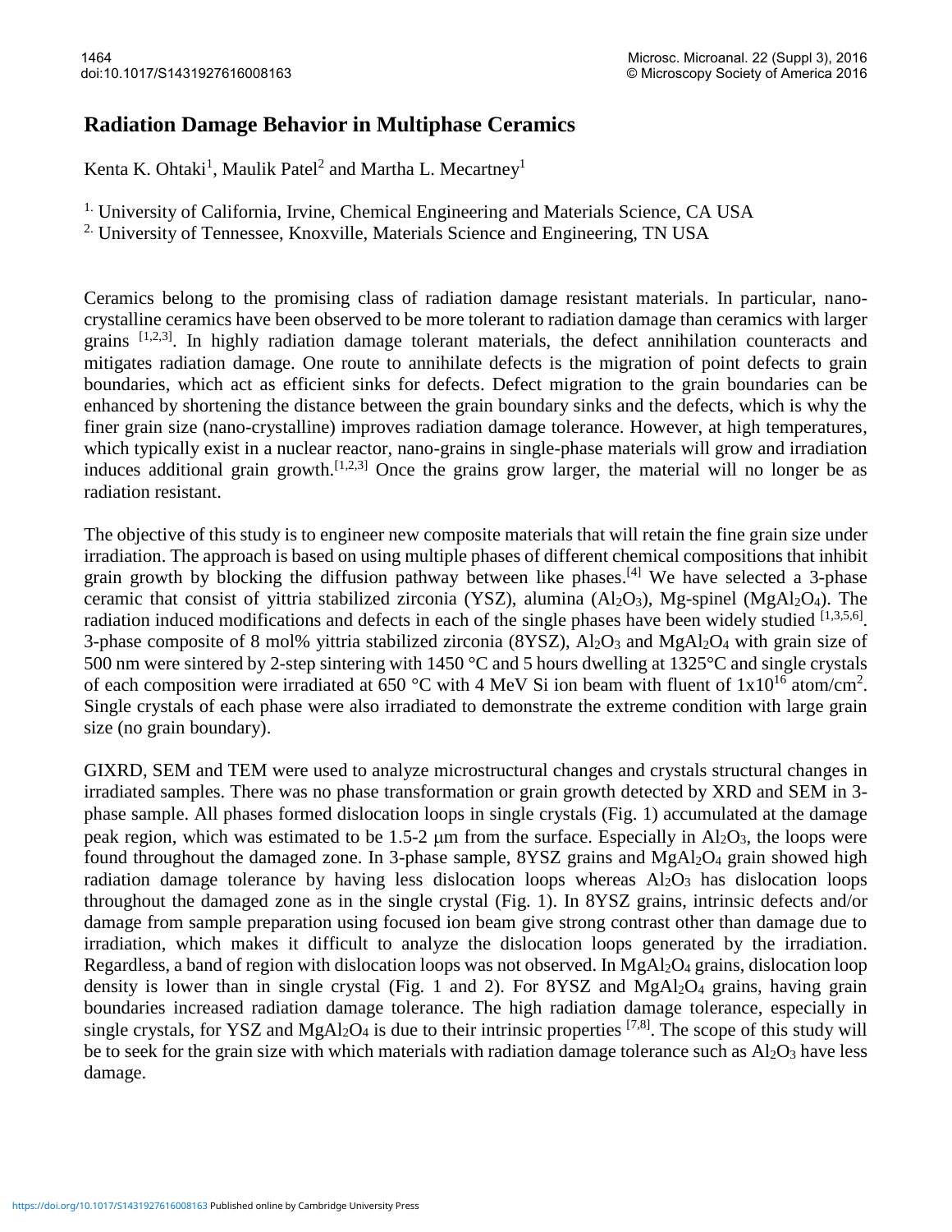# Radiation Damage Behavior in Multiphase Ceramics

Kenta K. Ohtaki[1], Maulik Patel[2] and Martha L. Mecartney[1]

[1] University of California, Irvine, Chemical Engineering and Materials Science, CA USA

[2] University of Tennessee, Knoxville, Materials Science and Engineering, TN USA

Ceramics belong to the promising class of radiation damage resistant materials. In particular, nano-crystalline ceramics have been observed to be more tolerant to radiation damage than ceramics with larger grains [1,2,3]. In highly radiation damage tolerant materials, the defect annihilation counteracts and mitigates radiation damage. One route to annihilate defects is the migration of point defects to grain boundaries, which act as efficient sinks for defects. Defect migration to the grain boundaries can be enhanced by shortening the distance between the grain boundary sinks and the defects, which is why the finer grain size (nano-crystalline) improves radiation damage tolerance. However, at high temperatures, which typically exist in a nuclear reactor, nano-grains in single-phase materials will grow and irradiation induces additional grain growth.[1,2,3] Once the grains grow larger, the material will no longer be as radiation resistant.

The objective of this study is to engineer new composite materials that will retain the fine grain size under irradiation. The approach is based on using multiple phases of different chemical compositions that inhibit grain growth by blocking the diffusion pathway between like phases.[4] We have selected a 3-phase ceramic that consist of yittria stabilized zirconia (YSZ), alumina ($Al_2O_3$), Mg-spinel ($MgAl_2O_4$). The radiation induced modifications and defects in each of the single phases have been widely studied [1,3,5,6]. 3-phase composite of 8 mol% yittria stabilized zirconia (8YSZ), $Al_2O_3$ and $MgAl_2O_4$ with grain size of 500 nm were sintered by 2-step sintering with 1450 °C and 5 hours dwelling at 1325°C and single crystals of each composition were irradiated at 650 °C with 4 MeV Si ion beam with fluent of $1 \times 10^{16}$ atom/cm$^2$. Single crystals of each phase were also irradiated to demonstrate the extreme condition with large grain size (no grain boundary).

GIXRD, SEM and TEM were used to analyze microstructural changes and crystals structural changes in irradiated samples. There was no phase transformation or grain growth detected by XRD and SEM in 3-phase sample. All phases formed dislocation loops in single crystals (Fig. 1) accumulated at the damage peak region, which was estimated to be 1.5-2 μm from the surface. Especially in $Al_2O_3$, the loops were found throughout the damaged zone. In 3-phase sample, 8YSZ grains and $MgAl_2O_4$ grain showed high radiation damage tolerance by having less dislocation loops whereas $Al_2O_3$ has dislocation loops throughout the damaged zone as in the single crystal (Fig. 1). In 8YSZ grains, intrinsic defects and/or damage from sample preparation using focused ion beam give strong contrast other than damage due to irradiation, which makes it difficult to analyze the dislocation loops generated by the irradiation. Regardless, a band of region with dislocation loops was not observed. In $MgAl_2O_4$ grains, dislocation loop density is lower than in single crystal (Fig. 1 and 2). For 8YSZ and $MgAl_2O_4$ grains, having grain boundaries increased radiation damage tolerance. The high radiation damage tolerance, especially in single crystals, for YSZ and $MgAl_2O_4$ is due to their intrinsic properties [7,8]. The scope of this study will be to seek for the grain size with which materials with radiation damage tolerance such as $Al_2O_3$ have less damage.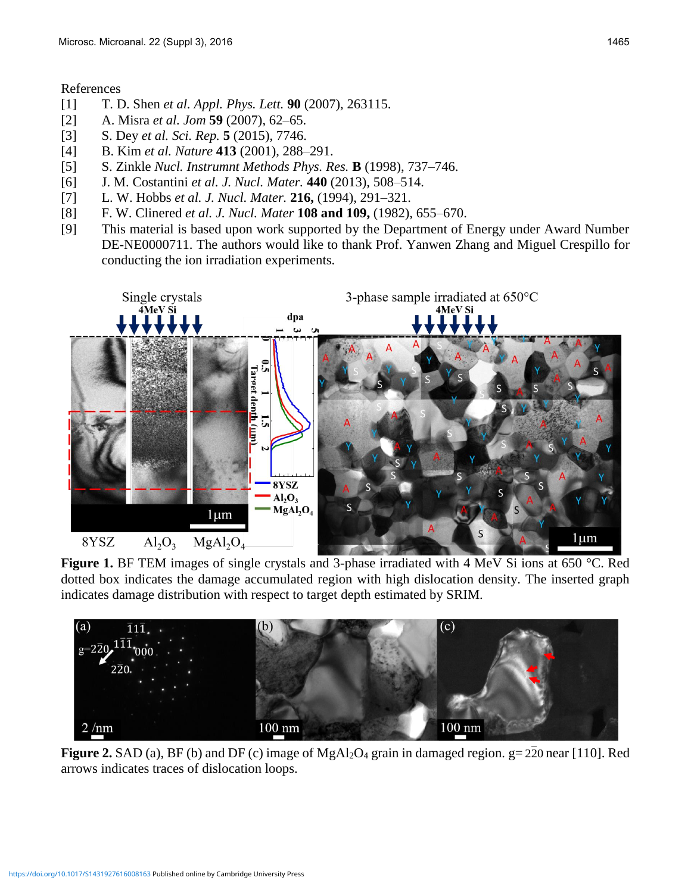References

[1] T. D. Shen *et al. Appl. Phys. Lett.* **90** (2007), 263115.

[2] A. Misra *et al. Jom* **59** (2007), 62–65.

[3] S. Dey *et al. Sci. Rep.* **5** (2015), 7746.

[4] B. Kim *et al. Nature* **413** (2001), 288–291.

[5] S. Zinkle *Nucl. Instrumnt Methods Phys. Res.* **B** (1998), 737–746.

[6] J. M. Costantini *et al. J. Nucl. Mater.* **440** (2013), 508–514.

[7] L. W. Hobbs *et al. J. Nucl. Mater.* **216,** (1994), 291–321.

[8] F. W. Clinered *et al. J. Nucl. Mater* **108 and 109,** (1982), 655–670.

[9] This material is based upon work supported by the Department of Energy under Award Number DE-NE0000711. The authors would like to thank Prof. Yanwen Zhang and Miguel Crespillo for conducting the ion irradiation experiments.

**Figure 1.** BF TEM images of single crystals and 3-phase irradiated with 4 MeV Si ions at 650 °C. Red dotted box indicates the damage accumulated region with high dislocation density. The inserted graph indicates damage distribution with respect to target depth estimated by SRIM.

**Figure 2.** SAD (a), BF (b) and DF (c) image of $MgAl_2O_4$ grain in damaged region. g= $2\bar{2}0$ near [110]. Red arrows indicates traces of dislocation loops.